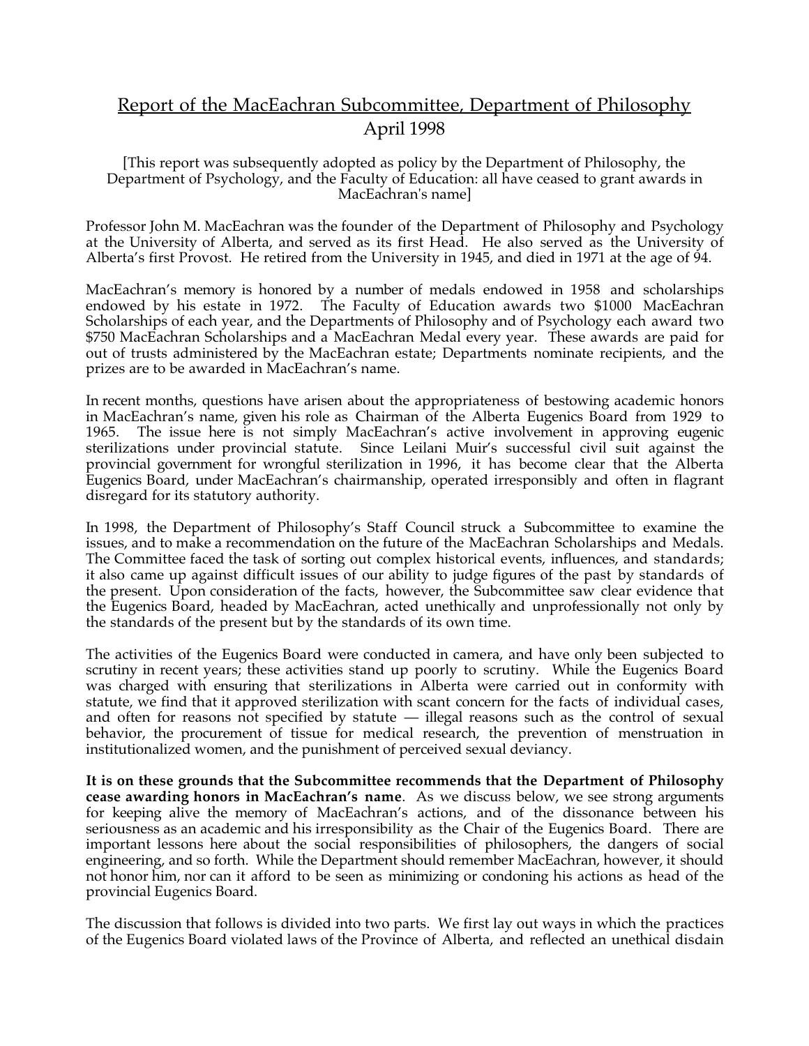# Report of the MacEachran Subcommittee, Department of Philosophy
April 1998

[This report was subsequently adopted as policy by the Department of Philosophy, the Department of Psychology, and the Faculty of Education: all have ceased to grant awards in MacEachran's name]

Professor John M. MacEachran was the founder of the Department of Philosophy and Psychology at the University of Alberta, and served as its first Head. He also served as the University of Alberta's first Provost. He retired from the University in 1945, and died in 1971 at the age of 94.

MacEachran's memory is honored by a number of medals endowed in 1958 and scholarships endowed by his estate in 1972. The Faculty of Education awards two $1000 MacEachran Scholarships of each year, and the Departments of Philosophy and of Psychology each award two $750 MacEachran Scholarships and a MacEachran Medal every year. These awards are paid for out of trusts administered by the MacEachran estate; Departments nominate recipients, and the prizes are to be awarded in MacEachran's name.

In recent months, questions have arisen about the appropriateness of bestowing academic honors in MacEachran's name, given his role as Chairman of the Alberta Eugenics Board from 1929 to 1965. The issue here is not simply MacEachran's active involvement in approving eugenic sterilizations under provincial statute. Since Leilani Muir's successful civil suit against the provincial government for wrongful sterilization in 1996, it has become clear that the Alberta Eugenics Board, under MacEachran's chairmanship, operated irresponsibly and often in flagrant disregard for its statutory authority.

In 1998, the Department of Philosophy's Staff Council struck a Subcommittee to examine the issues, and to make a recommendation on the future of the MacEachran Scholarships and Medals. The Committee faced the task of sorting out complex historical events, influences, and standards; it also came up against difficult issues of our ability to judge figures of the past by standards of the present. Upon consideration of the facts, however, the Subcommittee saw clear evidence that the Eugenics Board, headed by MacEachran, acted unethically and unprofessionally not only by the standards of the present but by the standards of its own time.

The activities of the Eugenics Board were conducted in camera, and have only been subjected to scrutiny in recent years; these activities stand up poorly to scrutiny. While the Eugenics Board was charged with ensuring that sterilizations in Alberta were carried out in conformity with statute, we find that it approved sterilization with scant concern for the facts of individual cases, and often for reasons not specified by statute — illegal reasons such as the control of sexual behavior, the procurement of tissue for medical research, the prevention of menstruation in institutionalized women, and the punishment of perceived sexual deviancy.

**It is on these grounds that the Subcommittee recommends that the Department of Philosophy cease awarding honors in MacEachran's name**. As we discuss below, we see strong arguments for keeping alive the memory of MacEachran's actions, and of the dissonance between his seriousness as an academic and his irresponsibility as the Chair of the Eugenics Board. There are important lessons here about the social responsibilities of philosophers, the dangers of social engineering, and so forth. While the Department should remember MacEachran, however, it should not honor him, nor can it afford to be seen as minimizing or condoning his actions as head of the provincial Eugenics Board.

The discussion that follows is divided into two parts. We first lay out ways in which the practices of the Eugenics Board violated laws of the Province of Alberta, and reflected an unethical disdain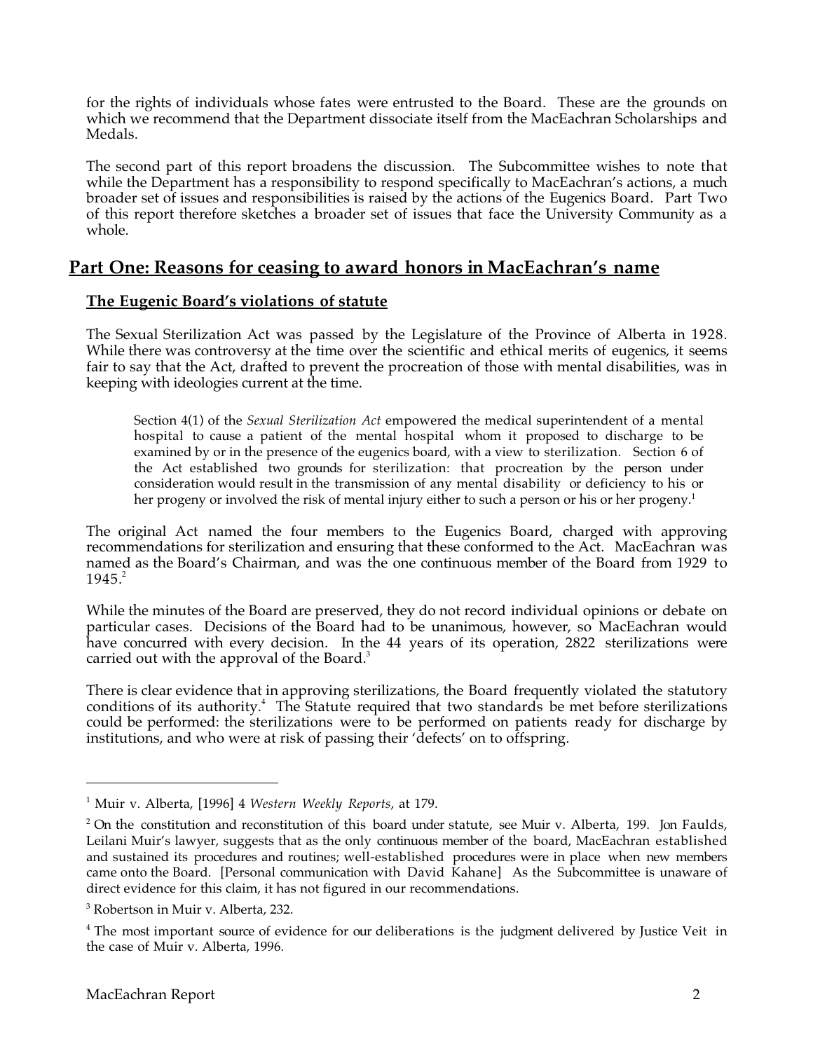for the rights of individuals whose fates were entrusted to the Board. These are the grounds on which we recommend that the Department dissociate itself from the MacEachran Scholarships and Medals.

The second part of this report broadens the discussion. The Subcommittee wishes to note that while the Department has a responsibility to respond specifically to MacEachran's actions, a much broader set of issues and responsibilities is raised by the actions of the Eugenics Board. Part Two of this report therefore sketches a broader set of issues that face the University Community as a whole.

## Part One: Reasons for ceasing to award honors in MacEachran's name

### The Eugenic Board's violations of statute

The Sexual Sterilization Act was passed by the Legislature of the Province of Alberta in 1928. While there was controversy at the time over the scientific and ethical merits of eugenics, it seems fair to say that the Act, drafted to prevent the procreation of those with mental disabilities, was in keeping with ideologies current at the time.

> Section 4(1) of the *Sexual Sterilization Act* empowered the medical superintendent of a mental hospital to cause a patient of the mental hospital whom it proposed to discharge to be examined by or in the presence of the eugenics board, with a view to sterilization. Section 6 of the Act established two grounds for sterilization: that procreation by the person under consideration would result in the transmission of any mental disability or deficiency to his or her progeny or involved the risk of mental injury either to such a person or his or her progeny.[1]

The original Act named the four members to the Eugenics Board, charged with approving recommendations for sterilization and ensuring that these conformed to the Act. MacEachran was named as the Board's Chairman, and was the one continuous member of the Board from 1929 to 1945.[2]

While the minutes of the Board are preserved, they do not record individual opinions or debate on particular cases. Decisions of the Board had to be unanimous, however, so MacEachran would have concurred with every decision. In the 44 years of its operation, 2822 sterilizations were carried out with the approval of the Board.[3]

There is clear evidence that in approving sterilizations, the Board frequently violated the statutory conditions of its authority.[4] The Statute required that two standards be met before sterilizations could be performed: the sterilizations were to be performed on patients ready for discharge by institutions, and who were at risk of passing their 'defects' on to offspring.

---

[1] Muir v. Alberta, [1996] 4 *Western Weekly Reports*, at 179.

[2] On the constitution and reconstitution of this board under statute, see Muir v. Alberta, 199. Jon Faulds, Leilani Muir's lawyer, suggests that as the only continuous member of the board, MacEachran established and sustained its procedures and routines; well-established procedures were in place when new members came onto the Board. [Personal communication with David Kahane] As the Subcommittee is unaware of direct evidence for this claim, it has not figured in our recommendations.

[3] Robertson in Muir v. Alberta, 232.

[4] The most important source of evidence for our deliberations is the judgment delivered by Justice Veit in the case of Muir v. Alberta, 1996.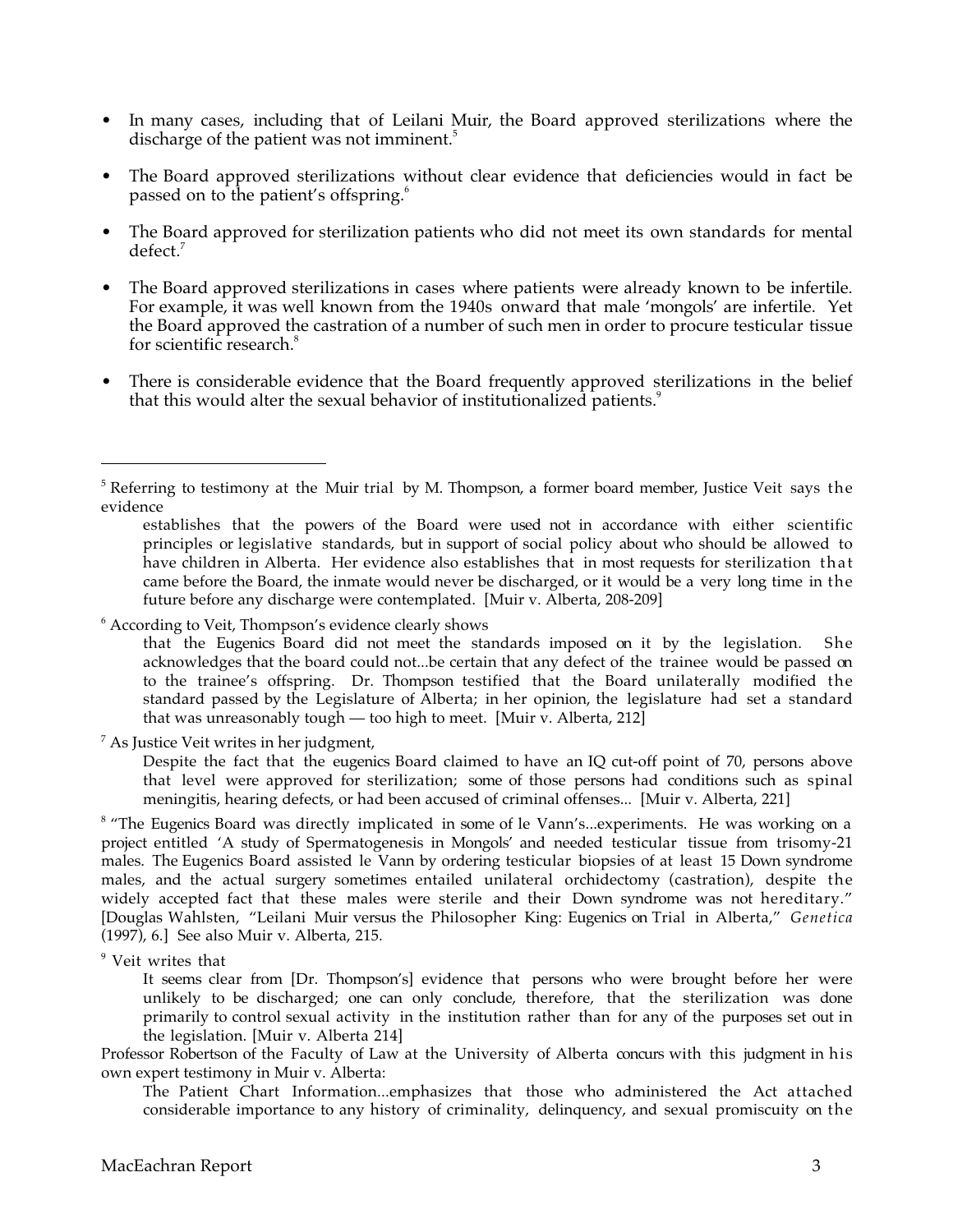- In many cases, including that of Leilani Muir, the Board approved sterilizations where the discharge of the patient was not imminent.[5]

- The Board approved sterilizations without clear evidence that deficiencies would in fact be passed on to the patient's offspring.[6]

- The Board approved for sterilization patients who did not meet its own standards for mental defect.[7]

- The Board approved sterilizations in cases where patients were already known to be infertile. For example, it was well known from the 1940s onward that male 'mongols' are infertile. Yet the Board approved the castration of a number of such men in order to procure testicular tissue for scientific research.[8]

- There is considerable evidence that the Board frequently approved sterilizations in the belief that this would alter the sexual behavior of institutionalized patients.[9]

---

[5] Referring to testimony at the Muir trial by M. Thompson, a former board member, Justice Veit says the evidence

> establishes that the powers of the Board were used not in accordance with either scientific principles or legislative standards, but in support of social policy about who should be allowed to have children in Alberta. Her evidence also establishes that in most requests for sterilization that came before the Board, the inmate would never be discharged, or it would be a very long time in the future before any discharge were contemplated. [Muir v. Alberta, 208-209]

[6] According to Veit, Thompson's evidence clearly shows

> that the Eugenics Board did not meet the standards imposed on it by the legislation. She acknowledges that the board could not...be certain that any defect of the trainee would be passed on to the trainee's offspring. Dr. Thompson testified that the Board unilaterally modified the standard passed by the Legislature of Alberta; in her opinion, the legislature had set a standard that was unreasonably tough — too high to meet. [Muir v. Alberta, 212]

[7] As Justice Veit writes in her judgment,

> Despite the fact that the eugenics Board claimed to have an IQ cut-off point of 70, persons above that level were approved for sterilization; some of those persons had conditions such as spinal meningitis, hearing defects, or had been accused of criminal offenses... [Muir v. Alberta, 221]

[8] "The Eugenics Board was directly implicated in some of le Vann's...experiments. He was working on a project entitled 'A study of Spermatogenesis in Mongols' and needed testicular tissue from trisomy-21 males. The Eugenics Board assisted le Vann by ordering testicular biopsies of at least 15 Down syndrome males, and the actual surgery sometimes entailed unilateral orchidectomy (castration), despite the widely accepted fact that these males were sterile and their Down syndrome was not hereditary." [Douglas Wahlsten, "Leilani Muir versus the Philosopher King: Eugenics on Trial in Alberta," *Genetica* (1997), 6.] See also Muir v. Alberta, 215.

[9] Veit writes that

> It seems clear from [Dr. Thompson's] evidence that persons who were brought before her were unlikely to be discharged; one can only conclude, therefore, that the sterilization was done primarily to control sexual activity in the institution rather than for any of the purposes set out in the legislation. [Muir v. Alberta 214]

Professor Robertson of the Faculty of Law at the University of Alberta concurs with this judgment in his own expert testimony in Muir v. Alberta:

> The Patient Chart Information...emphasizes that those who administered the Act attached considerable importance to any history of criminality, delinquency, and sexual promiscuity on the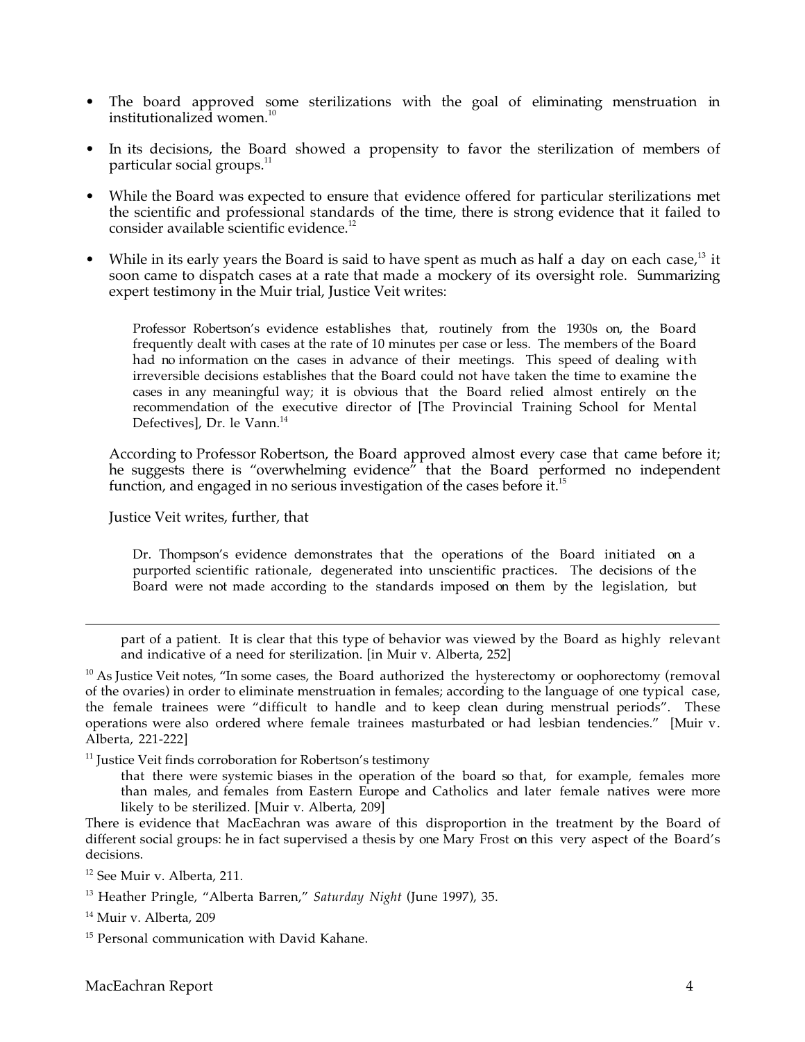- The board approved some sterilizations with the goal of eliminating menstruation in institutionalized women.[10]

- In its decisions, the Board showed a propensity to favor the sterilization of members of particular social groups.[11]

- While the Board was expected to ensure that evidence offered for particular sterilizations met the scientific and professional standards of the time, there is strong evidence that it failed to consider available scientific evidence.[12]

- While in its early years the Board is said to have spent as much as half a day on each case,[13] it soon came to dispatch cases at a rate that made a mockery of its oversight role. Summarizing expert testimony in the Muir trial, Justice Veit writes:

> Professor Robertson's evidence establishes that, routinely from the 1930s on, the Board frequently dealt with cases at the rate of 10 minutes per case or less. The members of the Board had no information on the cases in advance of their meetings. This speed of dealing with irreversible decisions establishes that the Board could not have taken the time to examine the cases in any meaningful way; it is obvious that the Board relied almost entirely on the recommendation of the executive director of [The Provincial Training School for Mental Defectives], Dr. le Vann.[14]

According to Professor Robertson, the Board approved almost every case that came before it; he suggests there is "overwhelming evidence" that the Board performed no independent function, and engaged in no serious investigation of the cases before it.[15]

Justice Veit writes, further, that

> Dr. Thompson's evidence demonstrates that the operations of the Board initiated on a purported scientific rationale, degenerated into unscientific practices. The decisions of the Board were not made according to the standards imposed on them by the legislation, but

---

part of a patient. It is clear that this type of behavior was viewed by the Board as highly relevant and indicative of a need for sterilization. [in Muir v. Alberta, 252]

[10] As Justice Veit notes, "In some cases, the Board authorized the hysterectomy or oophorectomy (removal of the ovaries) in order to eliminate menstruation in females; according to the language of one typical case, the female trainees were "difficult to handle and to keep clean during menstrual periods". These operations were also ordered where female trainees masturbated or had lesbian tendencies." [Muir v. Alberta, 221-222]

[11] Justice Veit finds corroboration for Robertson's testimony

> that there were systemic biases in the operation of the board so that, for example, females more than males, and females from Eastern Europe and Catholics and later female natives were more likely to be sterilized. [Muir v. Alberta, 209]

There is evidence that MacEachran was aware of this disproportion in the treatment by the Board of different social groups: he in fact supervised a thesis by one Mary Frost on this very aspect of the Board's decisions.

[12] See Muir v. Alberta, 211.

[13] Heather Pringle, "Alberta Barren," *Saturday Night* (June 1997), 35.

[14] Muir v. Alberta, 209

[15] Personal communication with David Kahane.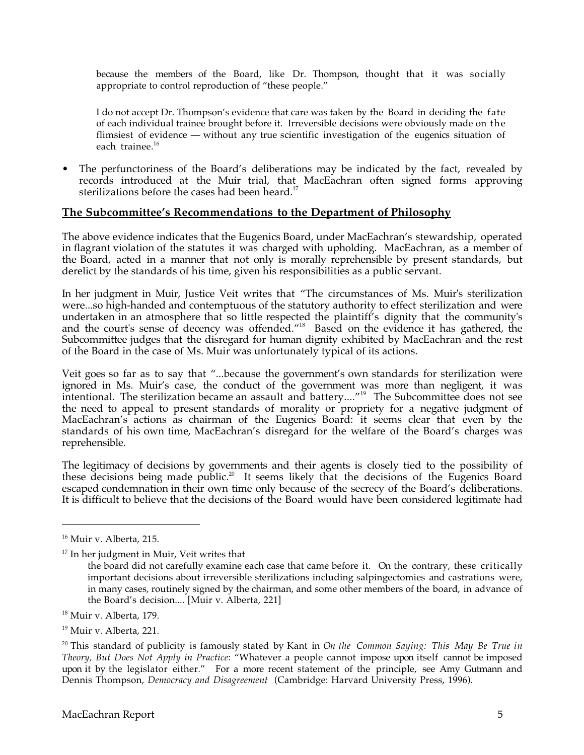> because the members of the Board, like Dr. Thompson, thought that it was socially appropriate to control reproduction of "these people."
>
> I do not accept Dr. Thompson's evidence that care was taken by the Board in deciding the fate of each individual trainee brought before it. Irreversible decisions were obviously made on the flimsiest of evidence — without any true scientific investigation of the eugenics situation of each trainee.[16]

- The perfunctoriness of the Board's deliberations may be indicated by the fact, revealed by records introduced at the Muir trial, that MacEachran often signed forms approving sterilizations before the cases had been heard.[17]

## The Subcommittee's Recommendations to the Department of Philosophy

The above evidence indicates that the Eugenics Board, under MacEachran's stewardship, operated in flagrant violation of the statutes it was charged with upholding. MacEachran, as a member of the Board, acted in a manner that not only is morally reprehensible by present standards, but derelict by the standards of his time, given his responsibilities as a public servant.

In her judgment in Muir, Justice Veit writes that "The circumstances of Ms. Muir's sterilization were...so high-handed and contemptuous of the statutory authority to effect sterilization and were undertaken in an atmosphere that so little respected the plaintiff's dignity that the community's and the court's sense of decency was offended."[18] Based on the evidence it has gathered, the Subcommittee judges that the disregard for human dignity exhibited by MacEachran and the rest of the Board in the case of Ms. Muir was unfortunately typical of its actions.

Veit goes so far as to say that "...because the government's own standards for sterilization were ignored in Ms. Muir's case, the conduct of the government was more than negligent, it was intentional. The sterilization became an assault and battery...."[19] The Subcommittee does not see the need to appeal to present standards of morality or propriety for a negative judgment of MacEachran's actions as chairman of the Eugenics Board: it seems clear that even by the standards of his own time, MacEachran's disregard for the welfare of the Board's charges was reprehensible.

The legitimacy of decisions by governments and their agents is closely tied to the possibility of these decisions being made public.[20] It seems likely that the decisions of the Eugenics Board escaped condemnation in their own time only because of the secrecy of the Board's deliberations. It is difficult to believe that the decisions of the Board would have been considered legitimate had

---

[16] Muir v. Alberta, 215.

[17] In her judgment in Muir, Veit writes that

> the board did not carefully examine each case that came before it. On the contrary, these critically important decisions about irreversible sterilizations including salpingectomies and castrations were, in many cases, routinely signed by the chairman, and some other members of the board, in advance of the Board's decision.... [Muir v. Alberta, 221]

[18] Muir v. Alberta, 179.

[19] Muir v. Alberta, 221.

[20] This standard of publicity is famously stated by Kant in *On the Common Saying: This May Be True in Theory, But Does Not Apply in Practice*: "Whatever a people cannot impose upon itself cannot be imposed upon it by the legislator either." For a more recent statement of the principle, see Amy Gutmann and Dennis Thompson, *Democracy and Disagreement* (Cambridge: Harvard University Press, 1996).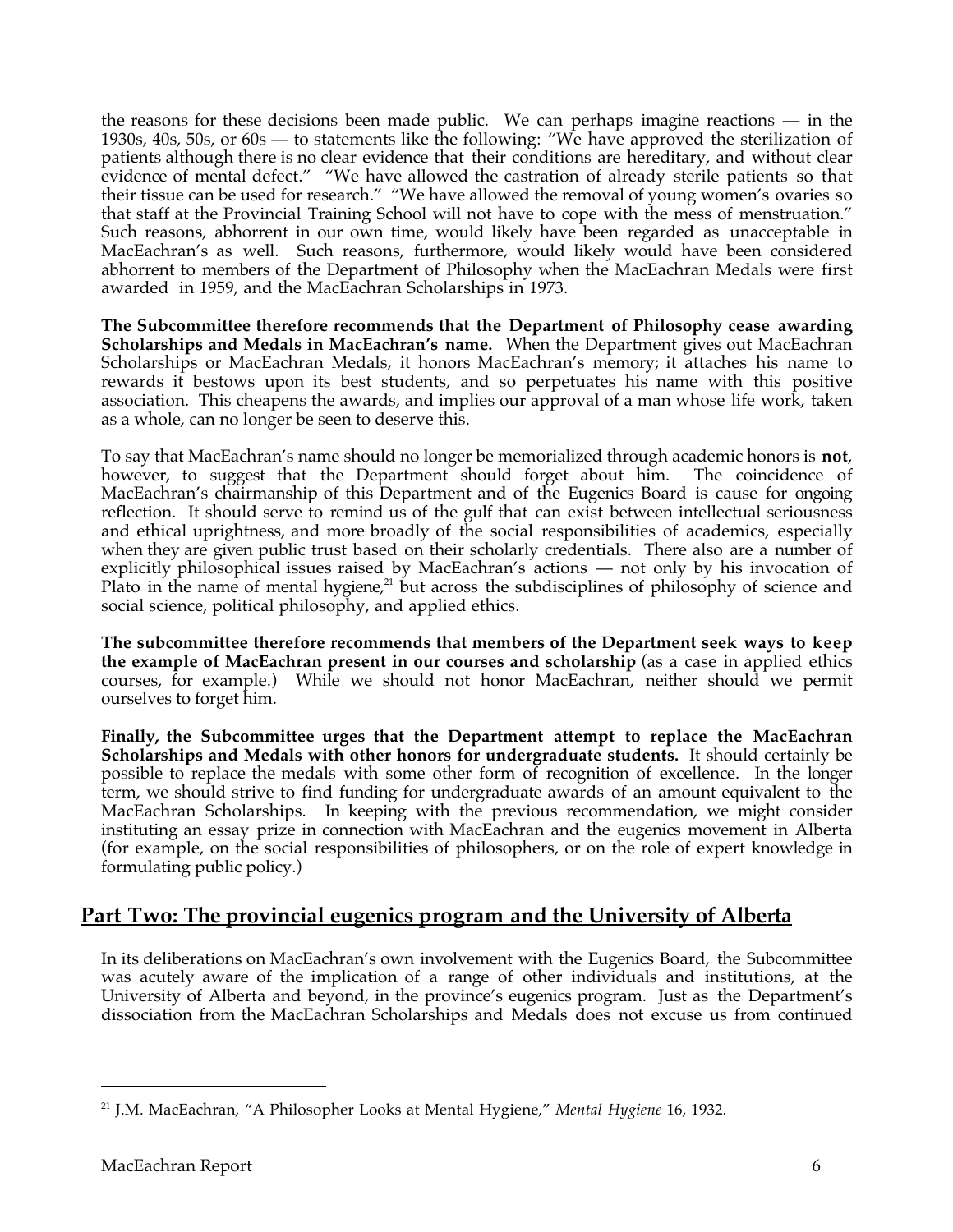the reasons for these decisions been made public. We can perhaps imagine reactions — in the 1930s, 40s, 50s, or 60s — to statements like the following: "We have approved the sterilization of patients although there is no clear evidence that their conditions are hereditary, and without clear evidence of mental defect." "We have allowed the castration of already sterile patients so that their tissue can be used for research." "We have allowed the removal of young women's ovaries so that staff at the Provincial Training School will not have to cope with the mess of menstruation." Such reasons, abhorrent in our own time, would likely have been regarded as unacceptable in MacEachran's as well. Such reasons, furthermore, would likely would have been considered abhorrent to members of the Department of Philosophy when the MacEachran Medals were first awarded in 1959, and the MacEachran Scholarships in 1973.

**The Subcommittee therefore recommends that the Department of Philosophy cease awarding Scholarships and Medals in MacEachran's name.** When the Department gives out MacEachran Scholarships or MacEachran Medals, it honors MacEachran's memory; it attaches his name to rewards it bestows upon its best students, and so perpetuates his name with this positive association. This cheapens the awards, and implies our approval of a man whose life work, taken as a whole, can no longer be seen to deserve this.

To say that MacEachran's name should no longer be memorialized through academic honors is **not**, however, to suggest that the Department should forget about him. The coincidence of MacEachran's chairmanship of this Department and of the Eugenics Board is cause for ongoing reflection. It should serve to remind us of the gulf that can exist between intellectual seriousness and ethical uprightness, and more broadly of the social responsibilities of academics, especially when they are given public trust based on their scholarly credentials. There also are a number of explicitly philosophical issues raised by MacEachran's actions — not only by his invocation of Plato in the name of mental hygiene,[21] but across the subdisciplines of philosophy of science and social science, political philosophy, and applied ethics.

**The subcommittee therefore recommends that members of the Department seek ways to keep the example of MacEachran present in our courses and scholarship** (as a case in applied ethics courses, for example.) While we should not honor MacEachran, neither should we permit ourselves to forget him.

**Finally, the Subcommittee urges that the Department attempt to replace the MacEachran Scholarships and Medals with other honors for undergraduate students.** It should certainly be possible to replace the medals with some other form of recognition of excellence. In the longer term, we should strive to find funding for undergraduate awards of an amount equivalent to the MacEachran Scholarships. In keeping with the previous recommendation, we might consider instituting an essay prize in connection with MacEachran and the eugenics movement in Alberta (for example, on the social responsibilities of philosophers, or on the role of expert knowledge in formulating public policy.)

## Part Two: The provincial eugenics program and the University of Alberta

In its deliberations on MacEachran's own involvement with the Eugenics Board, the Subcommittee was acutely aware of the implication of a range of other individuals and institutions, at the University of Alberta and beyond, in the province's eugenics program. Just as the Department's dissociation from the MacEachran Scholarships and Medals does not excuse us from continued

[21] J.M. MacEachran, "A Philosopher Looks at Mental Hygiene," *Mental Hygiene* 16, 1932.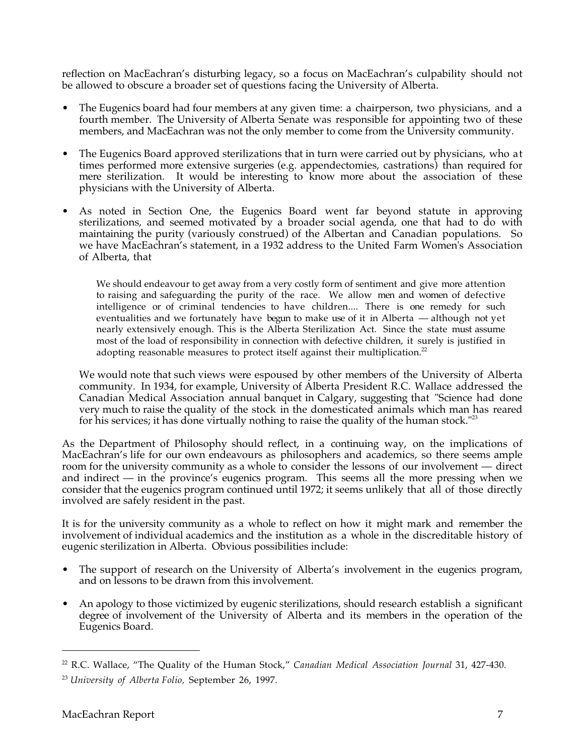reflection on MacEachran's disturbing legacy, so a focus on MacEachran's culpability should not be allowed to obscure a broader set of questions facing the University of Alberta.

- The Eugenics board had four members at any given time: a chairperson, two physicians, and a fourth member. The University of Alberta Senate was responsible for appointing two of these members, and MacEachran was not the only member to come from the University community.
- The Eugenics Board approved sterilizations that in turn were carried out by physicians, who at times performed more extensive surgeries (e.g. appendectomies, castrations) than required for mere sterilization. It would be interesting to know more about the association of these physicians with the University of Alberta.
- As noted in Section One, the Eugenics Board went far beyond statute in approving sterilizations, and seemed motivated by a broader social agenda, one that had to do with maintaining the purity (variously construed) of the Albertan and Canadian populations. So we have MacEachran's statement, in a 1932 address to the United Farm Women's Association of Alberta, that

  > We should endeavour to get away from a very costly form of sentiment and give more attention to raising and safeguarding the purity of the race. We allow men and women of defective intelligence or of criminal tendencies to have children.... There is one remedy for such eventualities and we fortunately have begun to make use of it in Alberta — although not yet nearly extensively enough. This is the Alberta Sterilization Act. Since the state must assume most of the load of responsibility in connection with defective children, it surely is justified in adopting reasonable measures to protect itself against their multiplication.[22]

  We would note that such views were espoused by other members of the University of Alberta community. In 1934, for example, University of Alberta President R.C. Wallace addressed the Canadian Medical Association annual banquet in Calgary, suggesting that "Science had done very much to raise the quality of the stock in the domesticated animals which man has reared for his services; it has done virtually nothing to raise the quality of the human stock."[23]

As the Department of Philosophy should reflect, in a continuing way, on the implications of MacEachran's life for our own endeavours as philosophers and academics, so there seems ample room for the university community as a whole to consider the lessons of our involvement — direct and indirect — in the province's eugenics program. This seems all the more pressing when we consider that the eugenics program continued until 1972; it seems unlikely that all of those directly involved are safely resident in the past.

It is for the university community as a whole to reflect on how it might mark and remember the involvement of individual academics and the institution as a whole in the discreditable history of eugenic sterilization in Alberta. Obvious possibilities include:

- The support of research on the University of Alberta's involvement in the eugenics program, and on lessons to be drawn from this involvement.
- An apology to those victimized by eugenic sterilizations, should research establish a significant degree of involvement of the University of Alberta and its members in the operation of the Eugenics Board.

---

[22] R.C. Wallace, "The Quality of the Human Stock," *Canadian Medical Association Journal* 31, 427-430.

[23] *University of Alberta Folio,* September 26, 1997.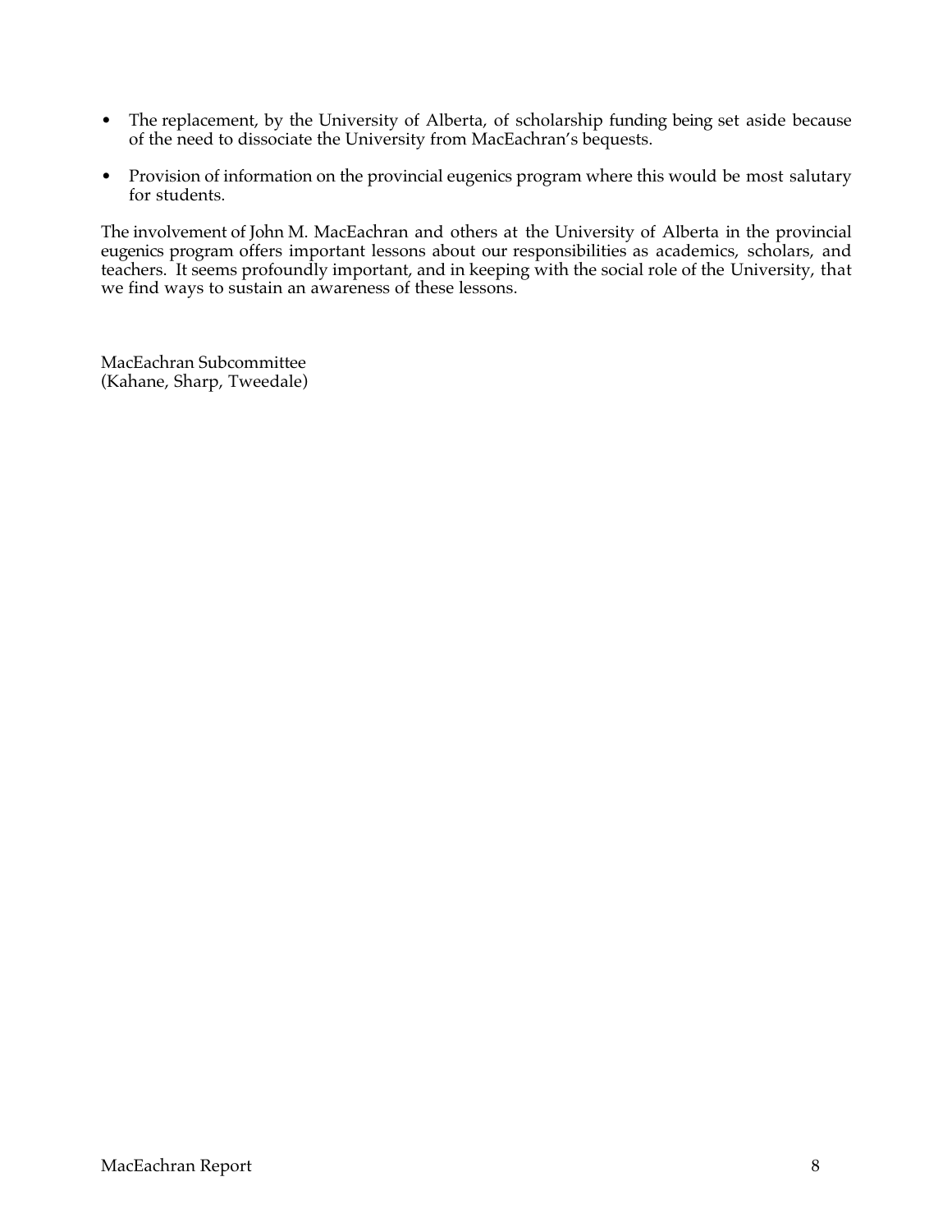- The replacement, by the University of Alberta, of scholarship funding being set aside because of the need to dissociate the University from MacEachran's bequests.
- Provision of information on the provincial eugenics program where this would be most salutary for students.

The involvement of John M. MacEachran and others at the University of Alberta in the provincial eugenics program offers important lessons about our responsibilities as academics, scholars, and teachers. It seems profoundly important, and in keeping with the social role of the University, that we find ways to sustain an awareness of these lessons.

MacEachran Subcommittee
(Kahane, Sharp, Tweedale)